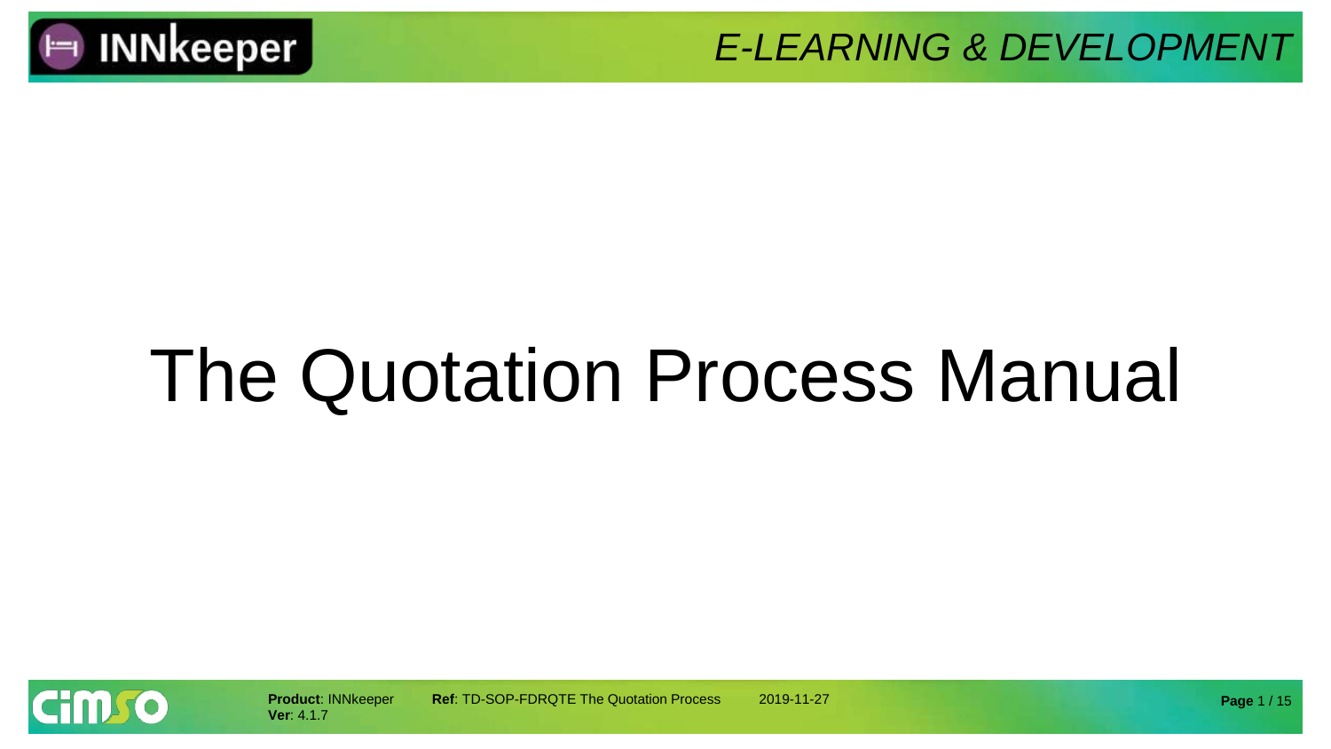# The Quotation Process Manual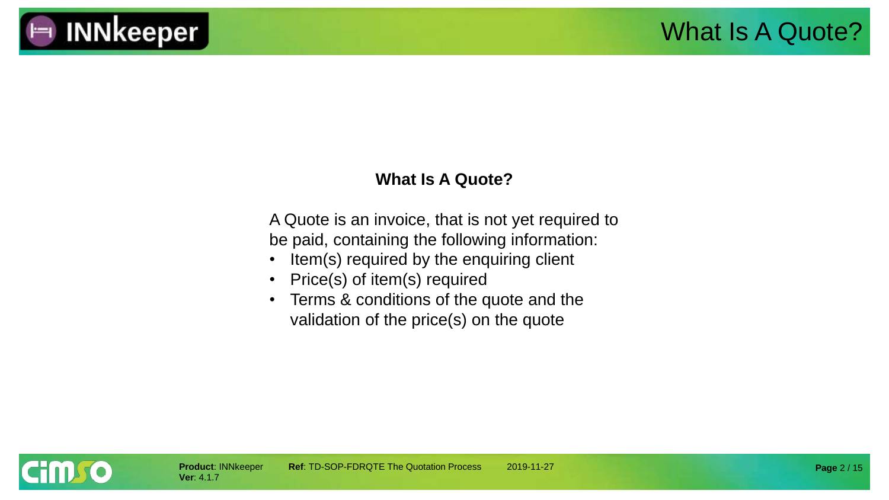# What Is A Quote?

**What Is A Quote?**

A Quote is an invoice, that is not yet required to be paid, containing the following information:

- Item(s) required by the enquiring client
- Price(s) of item(s) required
- Terms & conditions of the quote and the validation of the price(s) on the quote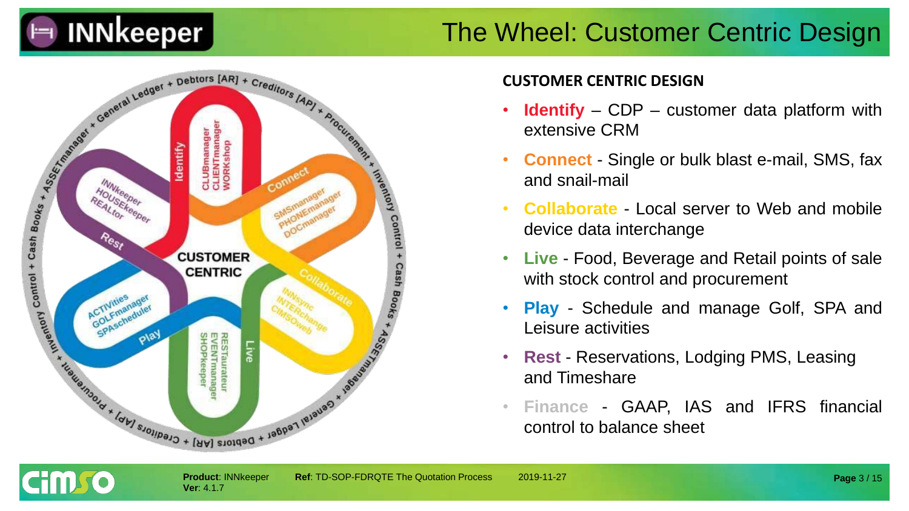# The Wheel: Customer Centric Design

## CUSTOMER CENTRIC DESIGN

- **Identify** – CDP – customer data platform with extensive CRM
- **Connect** - Single or bulk blast e-mail, SMS, fax and snail-mail
- **Collaborate** - Local server to Web and mobile device data interchange
- **Live** - Food, Beverage and Retail points of sale with stock control and procurement
- **Play** - Schedule and manage Golf, SPA and Leisure activities
- **Rest** - Reservations, Lodging PMS, Leasing and Timeshare
- **Finance** - GAAP, IAS and IFRS financial control to balance sheet

**Product**: INNkeeper **Ver**: 4.1.7 **Ref**: TD-SOP-FDRQTE The Quotation Process 2019-11-27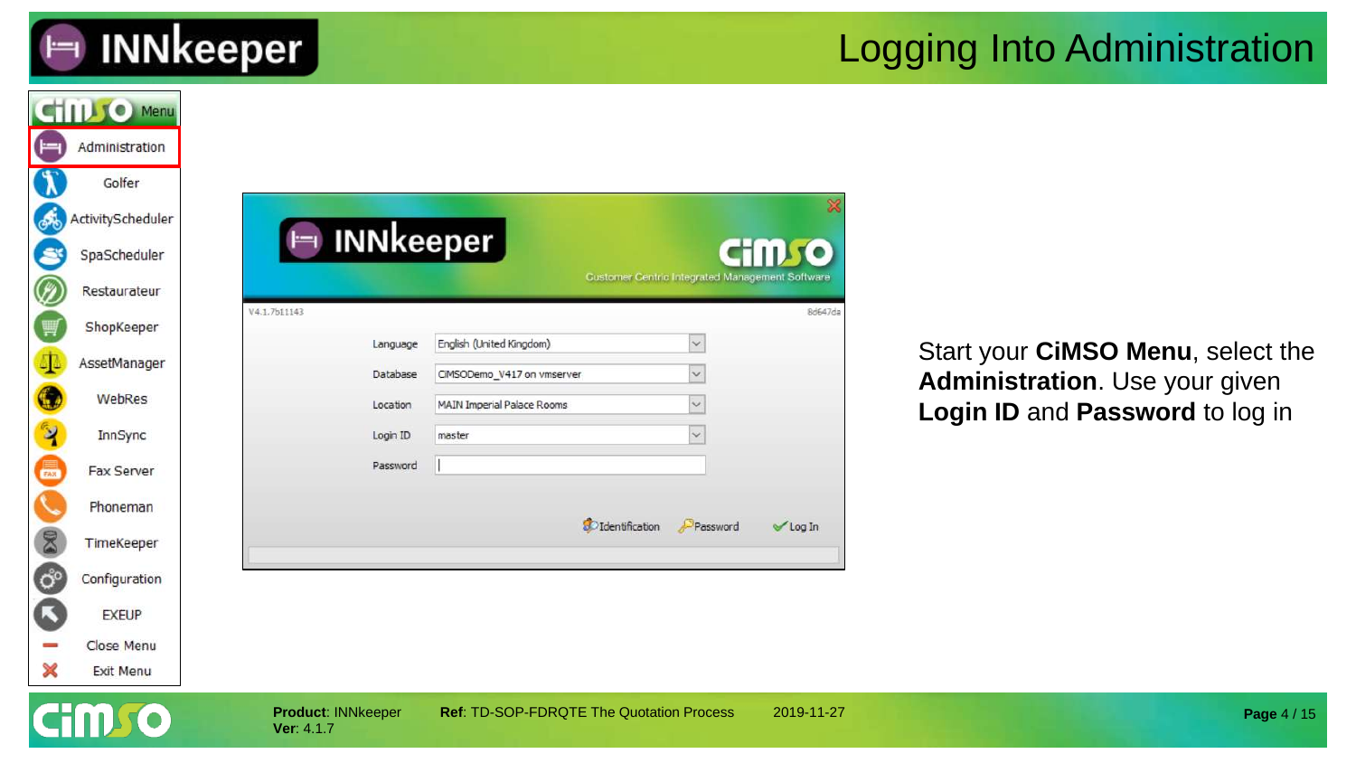# Logging Into Administration

Start your **CiMSO Menu**, select the **Administration**. Use your given **Login ID** and **Password** to log in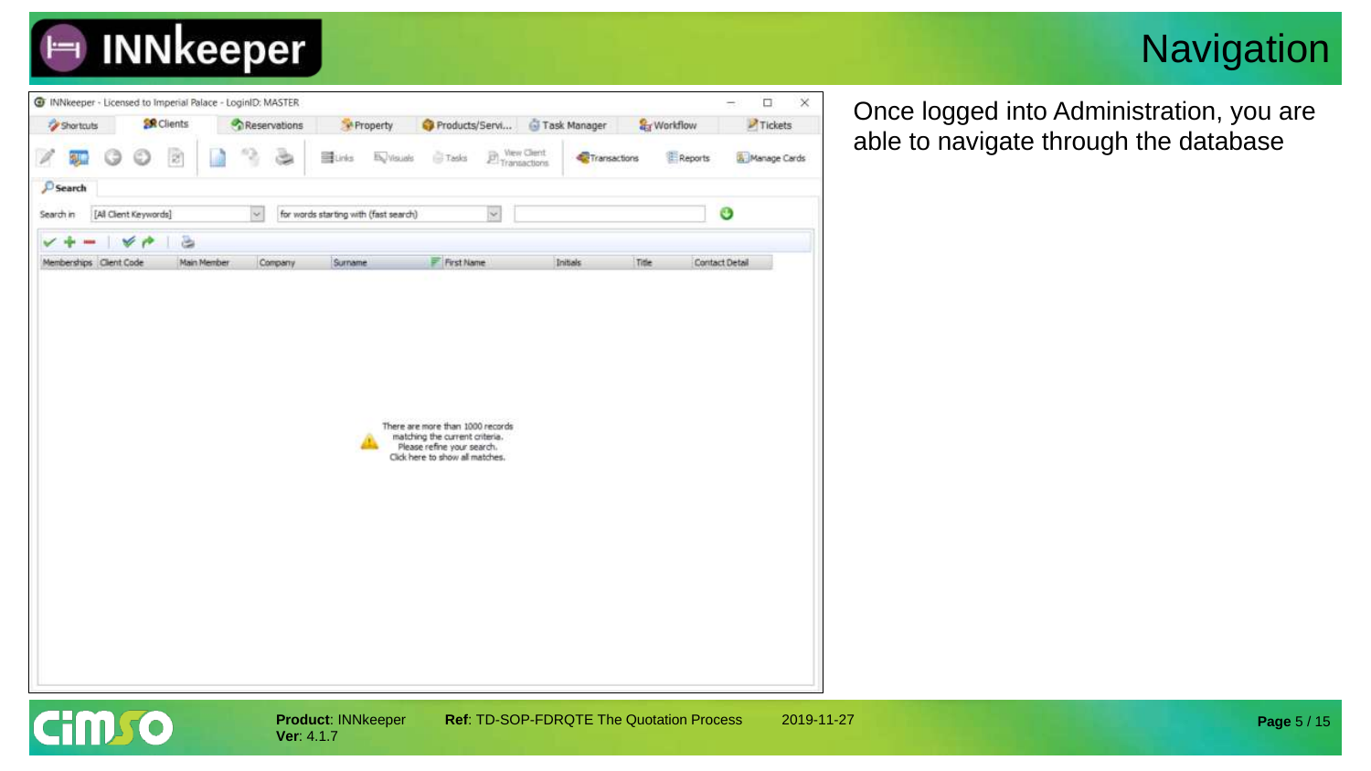# Navigation

Once logged into Administration, you are able to navigate through the database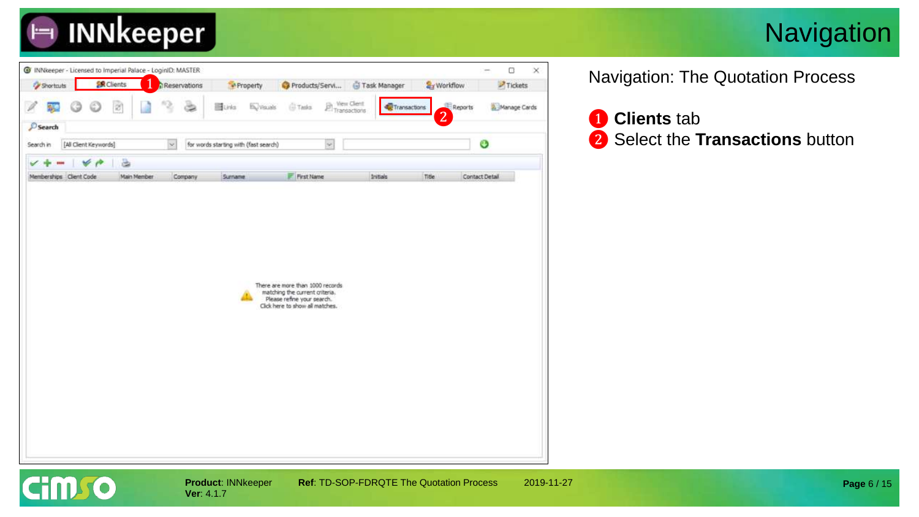# Navigation

Navigation: The Quotation Process

1. **Clients** tab
2. Select the **Transactions** button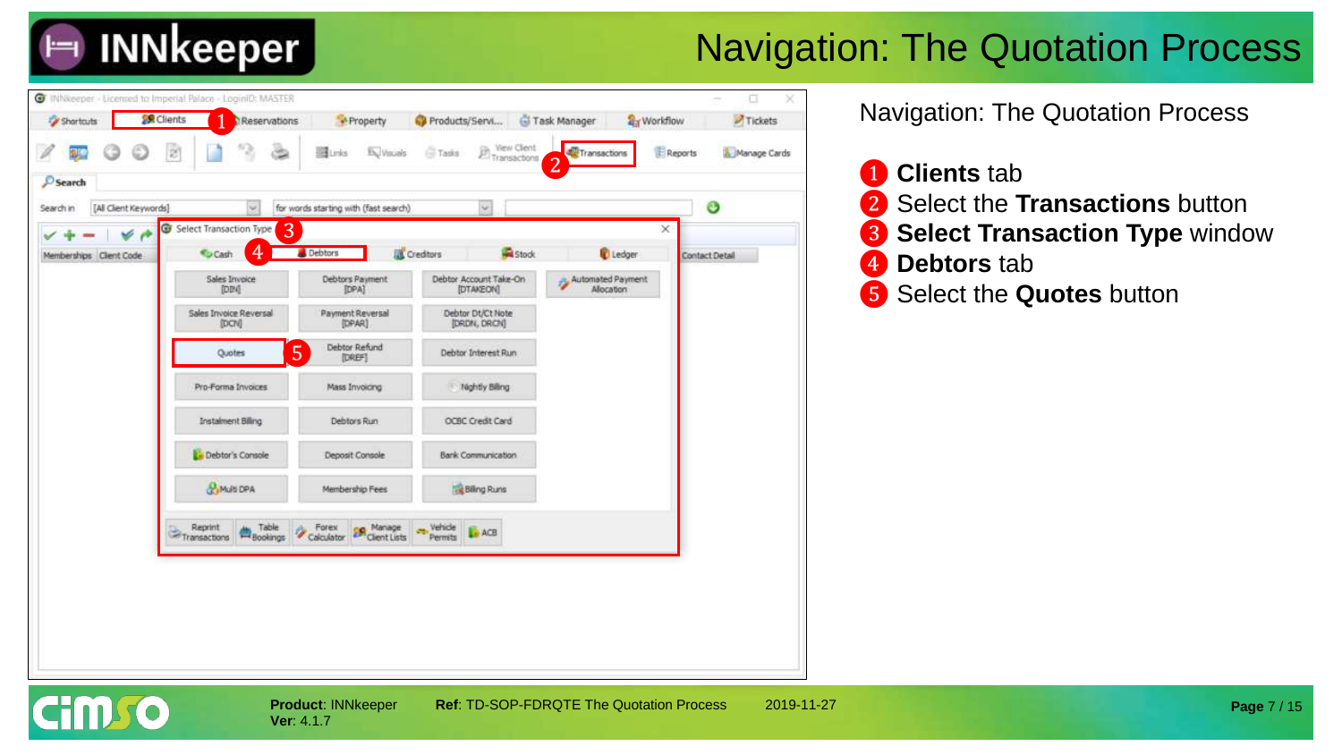# Navigation: The Quotation Process

Navigation: The Quotation Process

1. **Clients** tab
2. Select the **Transactions** button
3. **Select Transaction Type** window
4. **Debtors** tab
5. Select the **Quotes** button

**Product**: INNkeeper **Ref**: TD-SOP-FDRQTE The Quotation Process 2019-11-27
**Ver**: 4.1.7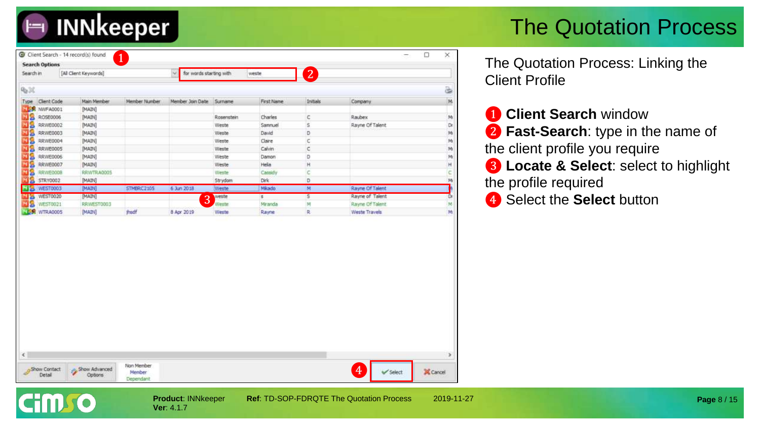# The Quotation Process

## The Quotation Process: Linking the Client Profile

❶ **Client Search** window

❷ **Fast-Search**: type in the name of the client profile you require

❸ **Locate & Select**: select to highlight the profile required

❹ Select the **Select** button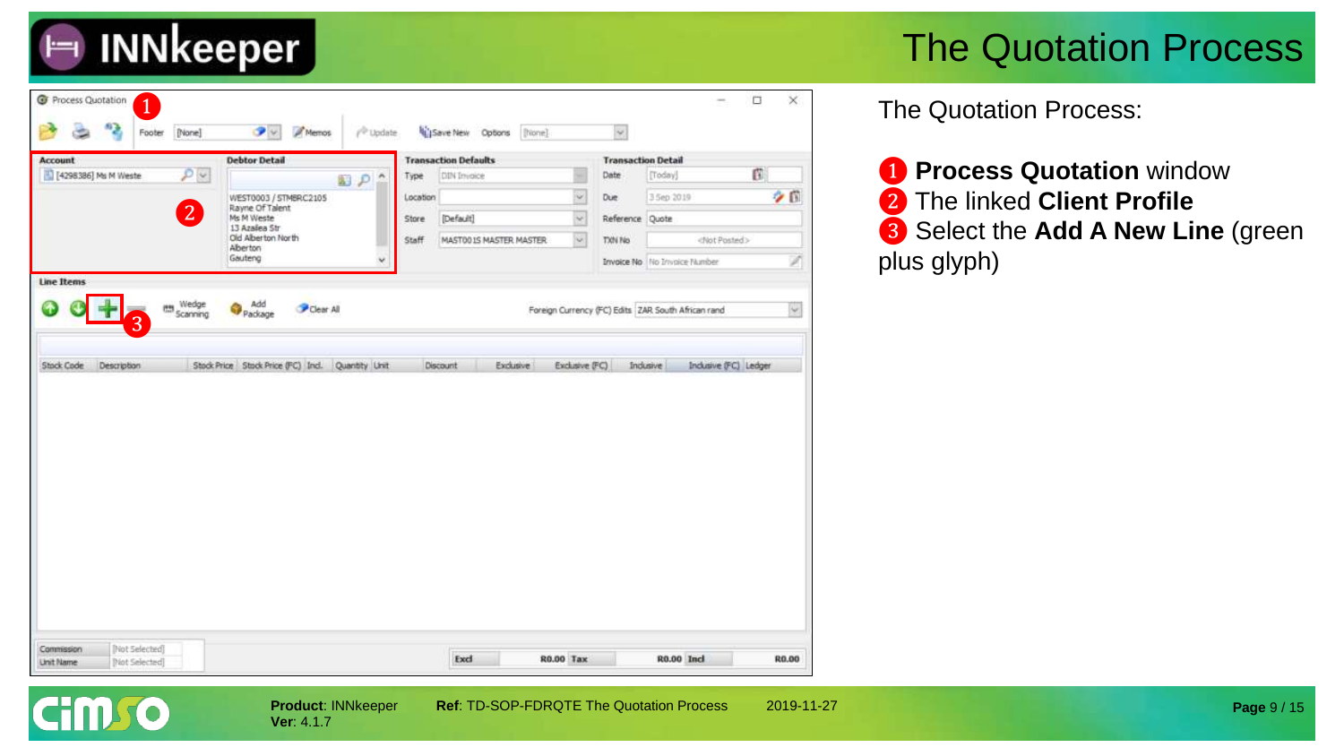# The Quotation Process

The Quotation Process:

1. **Process Quotation** window
2. The linked **Client Profile**
3. Select the **Add A New Line** (green plus glyph)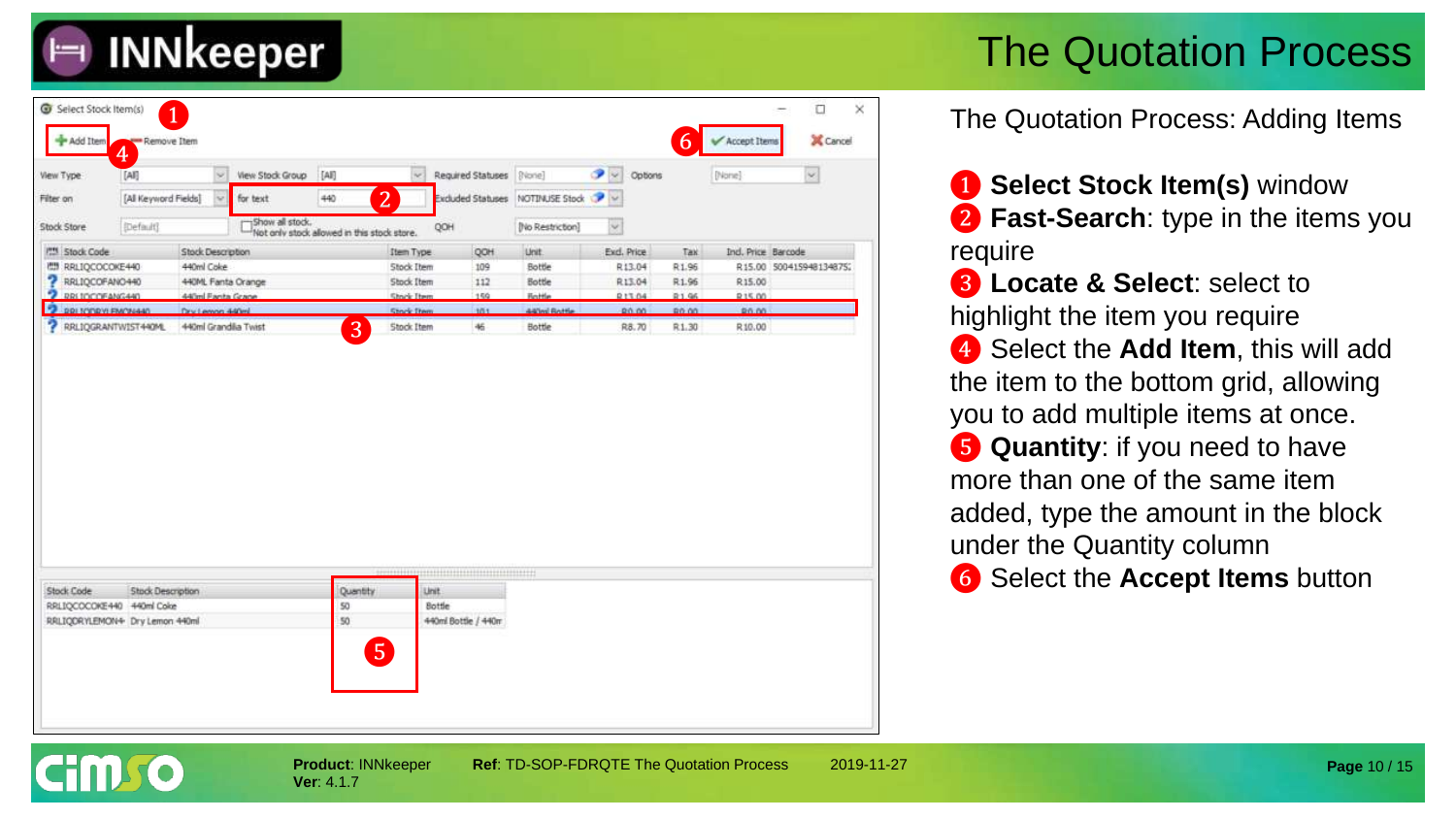# The Quotation Process

## The Quotation Process: Adding Items

1. **Select Stock Item(s)** window
2. **Fast-Search**: type in the items you require
3. **Locate & Select**: select to highlight the item you require
4. Select the **Add Item**, this will add the item to the bottom grid, allowing you to add multiple items at once.
5. **Quantity**: if you need to have more than one of the same item added, type the amount in the block under the Quantity column
6. Select the **Accept Items** button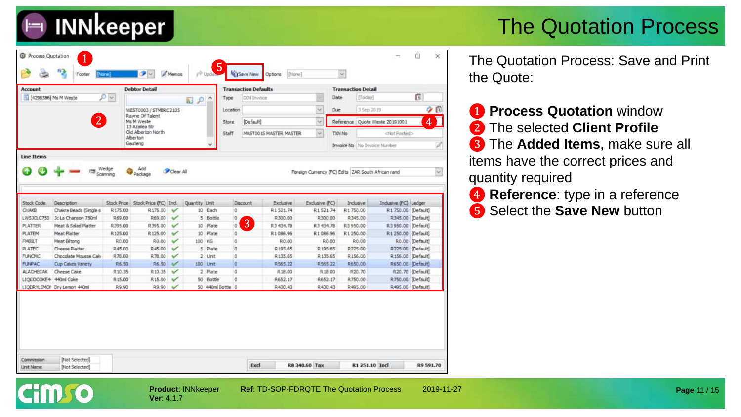# The Quotation Process

The Quotation Process: Save and Print the Quote:

1. **Process Quotation** window
2. The selected **Client Profile**
3. The **Added Items**, make sure all items have the correct prices and quantity required
4. **Reference**: type in a reference
5. Select the **Save New** button

**Product**: INNkeeper
**Ver**: 4.1.7

**Ref**: TD-SOP-FDRQTE The Quotation Process

2019-11-27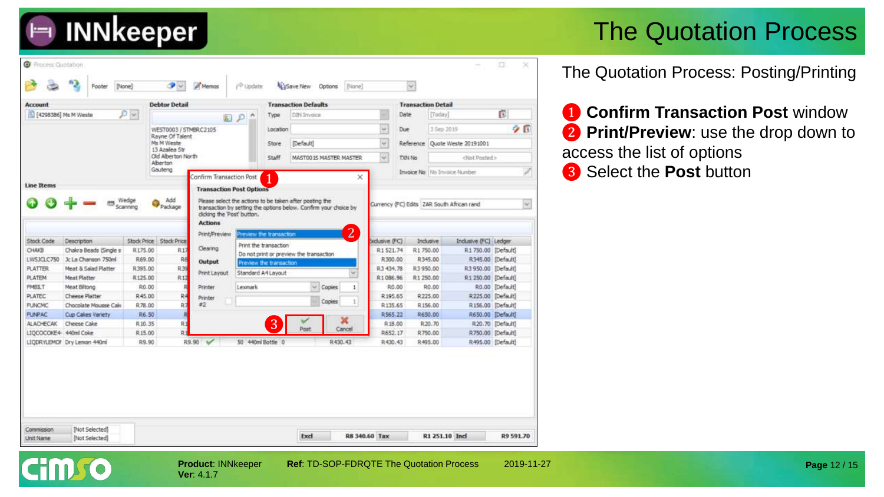# The Quotation Process

The Quotation Process: Posting/Printing

1. **Confirm Transaction Post** window
2. **Print/Preview**: use the drop down to access the list of options
3. Select the **Post** button

**Product**: INNkeeper
**Ver**: 4.1.7

**Ref**: TD-SOP-FDRQTE The Quotation Process

2019-11-27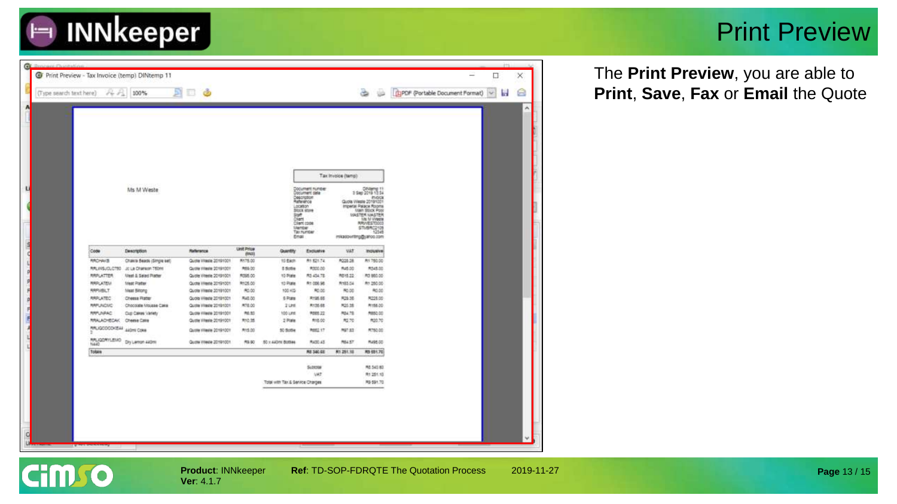# Print Preview

The **Print Preview**, you are able to **Print**, **Save**, **Fax** or **Email** the Quote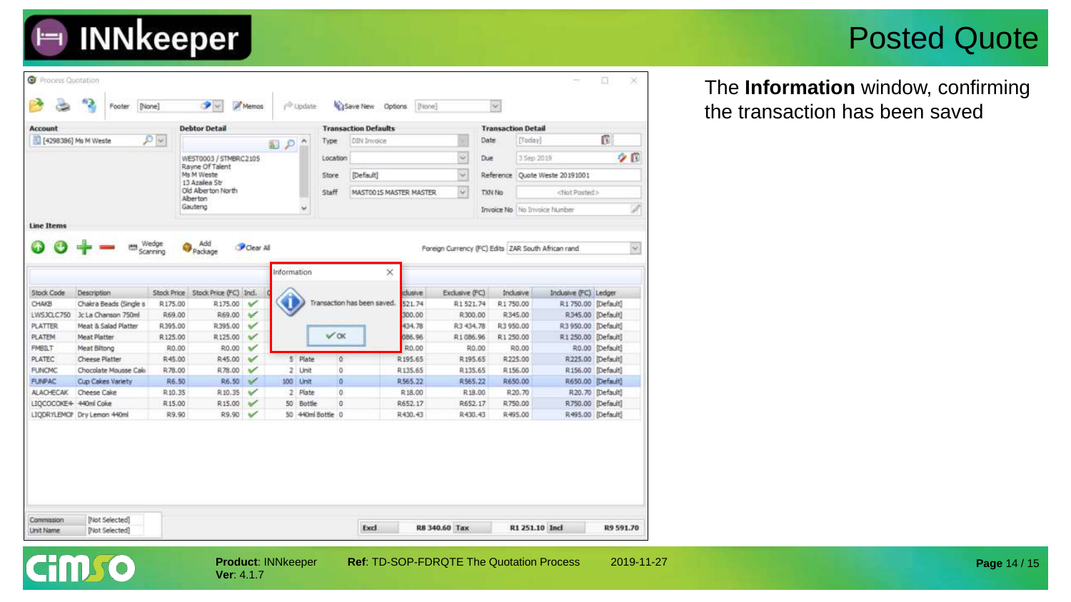# Posted Quote

The **Information** window, confirming the transaction has been saved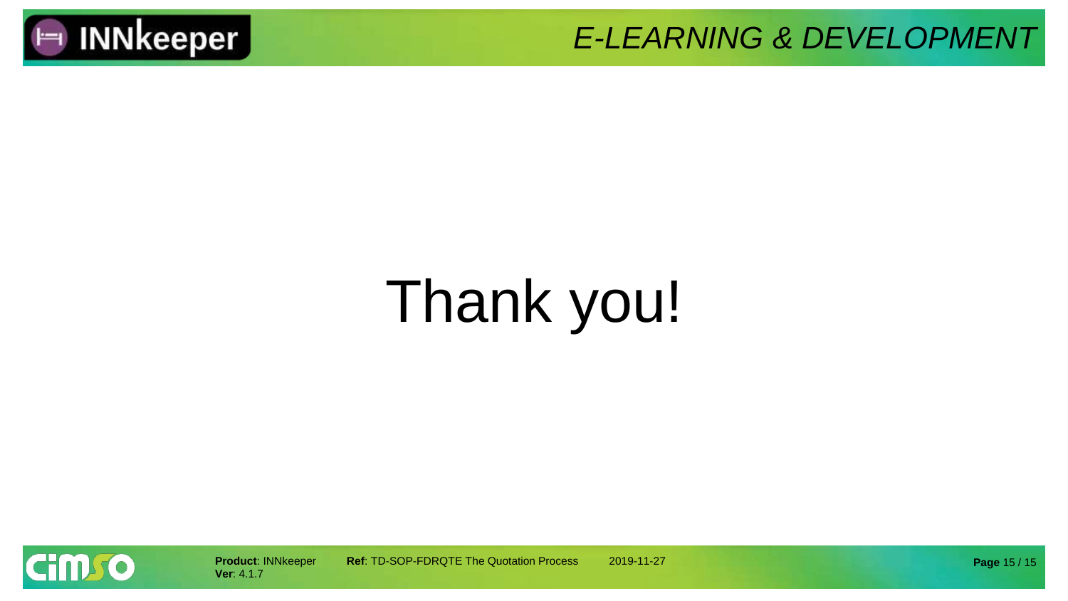# Thank you!